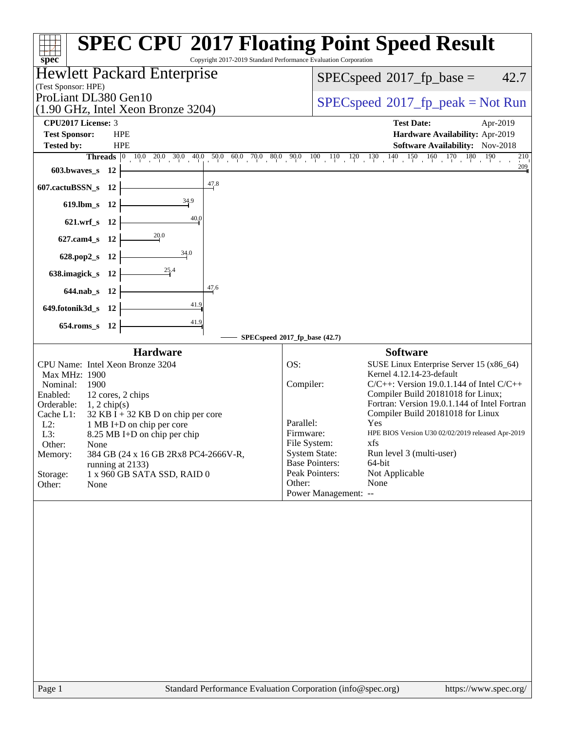# SPEC CPU 2017 Floating Point Speed Result

Copyright 2017-2019 Standard Performance Evaluation Corporation

## Hewlett Packard Enterprise

(Test Sponsor: HPE)

ProLiant DL380 Gen10
(1.90 GHz, Intel Xeon Bronze 3204)

SPECspeed 2017_fp_base = 42.7

SPECspeed 2017_fp_peak = Not Run

**CPU2017 License:** 3
**Test Sponsor:** HPE
**Tested by:** HPE

**Test Date:** Apr-2019
**Hardware Availability:** Apr-2019
**Software Availability:** Nov-2018

| Benchmark | Threads | SPECspeed 2017_fp_base (42.7) |
|---|---|---|
| 603.bwaves_s | 12 | 209 |
| 607.cactuBSSN_s | 12 | 47.8 |
| 619.lbm_s | 12 | 34.9 |
| 621.wrf_s | 12 | 40.0 |
| 627.cam4_s | 12 | 20.0 |
| 628.pop2_s | 12 | 34.0 |
| 638.imagick_s | 12 | 25.4 |
| 644.nab_s | 12 | 47.6 |
| 649.fotonik3d_s | 12 | 41.9 |
| 654.roms_s | 12 | 41.9 |

### Hardware

| | |
|---|---|
| CPU Name: | Intel Xeon Bronze 3204 |
| Max MHz: | 1900 |
| Nominal: | 1900 |
| Enabled: | 12 cores, 2 chips |
| Orderable: | 1, 2 chip(s) |
| Cache L1: | 32 KB I + 32 KB D on chip per core |
| L2: | 1 MB I+D on chip per core |
| L3: | 8.25 MB I+D on chip per chip |
| Other: | None |
| Memory: | 384 GB (24 x 16 GB 2Rx8 PC4-2666V-R, running at 2133) |
| Storage: | 1 x 960 GB SATA SSD, RAID 0 |
| Other: | None |

### Software

| | |
|---|---|
| OS: | SUSE Linux Enterprise Server 15 (x86_64) Kernel 4.12.14-23-default |
| Compiler: | C/C++: Version 19.0.1.144 of Intel C/C++ Compiler Build 20181018 for Linux; Fortran: Version 19.0.1.144 of Intel Fortran Compiler Build 20181018 for Linux |
| Parallel: | Yes |
| Firmware: | HPE BIOS Version U30 02/02/2019 released Apr-2019 |
| File System: | xfs |
| System State: | Run level 3 (multi-user) |
| Base Pointers: | 64-bit |
| Peak Pointers: | Not Applicable |
| Other: | None |
| Power Management: | -- |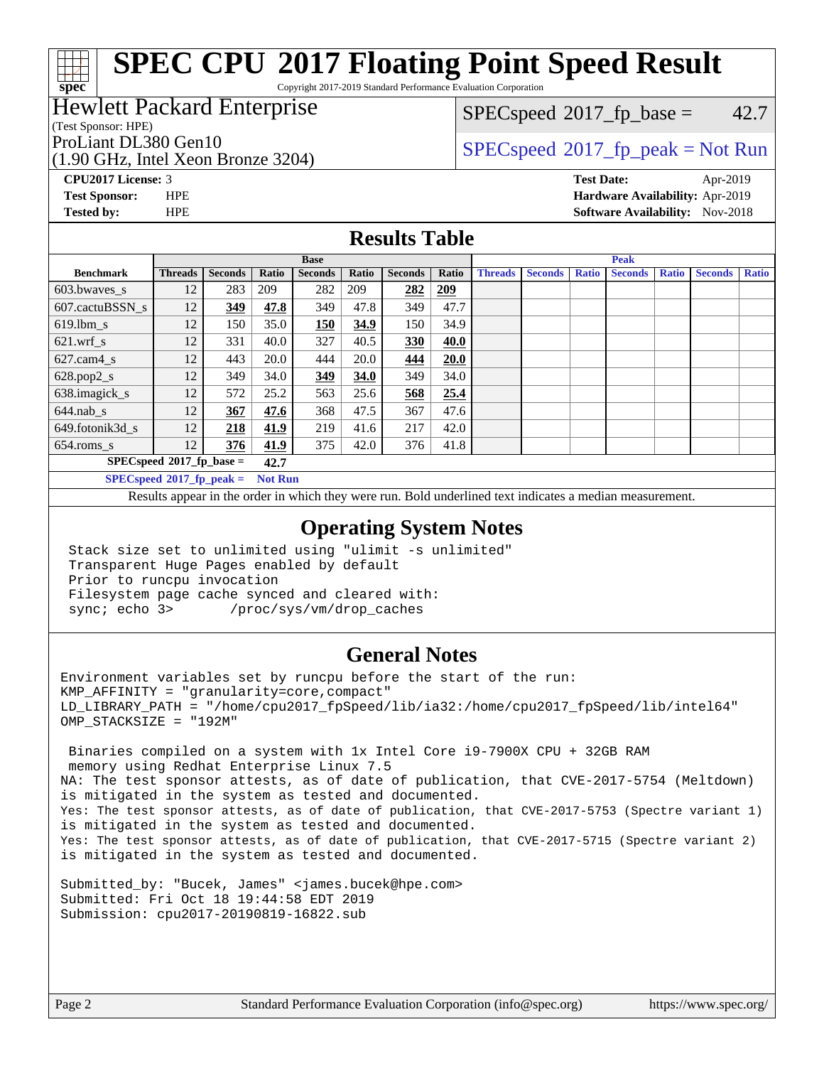# SPEC CPU 2017 Floating Point Speed Result

Copyright 2017-2019 Standard Performance Evaluation Corporation

## Hewlett Packard Enterprise

(Test Sponsor: HPE)

ProLiant DL380 Gen10

(1.90 GHz, Intel Xeon Bronze 3204)

SPECspeed 2017_fp_base = 42.7

SPECspeed 2017_fp_peak = Not Run

**CPU2017 License:** 3
**Test Sponsor:** HPE
**Tested by:** HPE

**Test Date:** Apr-2019
**Hardware Availability:** Apr-2019
**Software Availability:** Nov-2018

## Results Table

| Benchmark | Base | | | | | | | Peak | | | | | | |
|---|---|---|---|---|---|---|---|---|---|---|---|---|---|---|
| | Threads | Seconds | Ratio | Seconds | Ratio | Seconds | Ratio | Threads | Seconds | Ratio | Seconds | Ratio | Seconds | Ratio |
| 603.bwaves_s | 12 | 283 | 209 | 282 | 209 | **282** | **209** | | | | | | | |
| 607.cactuBSSN_s | 12 | **349** | **47.8** | 349 | 47.8 | 349 | 47.7 | | | | | | | |
| 619.lbm_s | 12 | 150 | 35.0 | **150** | **34.9** | 150 | 34.9 | | | | | | | |
| 621.wrf_s | 12 | 331 | 40.0 | 327 | 40.5 | **330** | **40.0** | | | | | | | |
| 627.cam4_s | 12 | 443 | 20.0 | 444 | 20.0 | **444** | **20.0** | | | | | | | |
| 628.pop2_s | 12 | 349 | 34.0 | **349** | **34.0** | 349 | 34.0 | | | | | | | |
| 638.imagick_s | 12 | 572 | 25.2 | 563 | 25.6 | **568** | **25.4** | | | | | | | |
| 644.nab_s | 12 | **367** | **47.6** | 368 | 47.5 | 367 | 47.6 | | | | | | | |
| 649.fotonik3d_s | 12 | **218** | **41.9** | 219 | 41.6 | 217 | 42.0 | | | | | | | |
| 654.roms_s | 12 | **376** | **41.9** | 375 | 42.0 | 376 | 41.8 | | | | | | | |

**SPECspeed 2017_fp_base = 42.7**

**SPECspeed 2017_fp_peak = Not Run**

Results appear in the order in which they were run. Bold underlined text indicates a median measurement.

## Operating System Notes

```
Stack size set to unlimited using "ulimit -s unlimited"
Transparent Huge Pages enabled by default
Prior to runcpu invocation
Filesystem page cache synced and cleared with:
sync; echo 3>       /proc/sys/vm/drop_caches
```

## General Notes

```
Environment variables set by runcpu before the start of the run:
KMP_AFFINITY = "granularity=core,compact"
LD_LIBRARY_PATH = "/home/cpu2017_fpSpeed/lib/ia32:/home/cpu2017_fpSpeed/lib/intel64"
OMP_STACKSIZE = "192M"

 Binaries compiled on a system with 1x Intel Core i9-7900X CPU + 32GB RAM
 memory using Redhat Enterprise Linux 7.5
NA: The test sponsor attests, as of date of publication, that CVE-2017-5754 (Meltdown)
is mitigated in the system as tested and documented.
Yes: The test sponsor attests, as of date of publication, that CVE-2017-5753 (Spectre variant 1)
is mitigated in the system as tested and documented.
Yes: The test sponsor attests, as of date of publication, that CVE-2017-5715 (Spectre variant 2)
is mitigated in the system as tested and documented.

Submitted_by: "Bucek, James" <james.bucek@hpe.com>
Submitted: Fri Oct 18 19:44:58 EDT 2019
Submission: cpu2017-20190819-16822.sub
```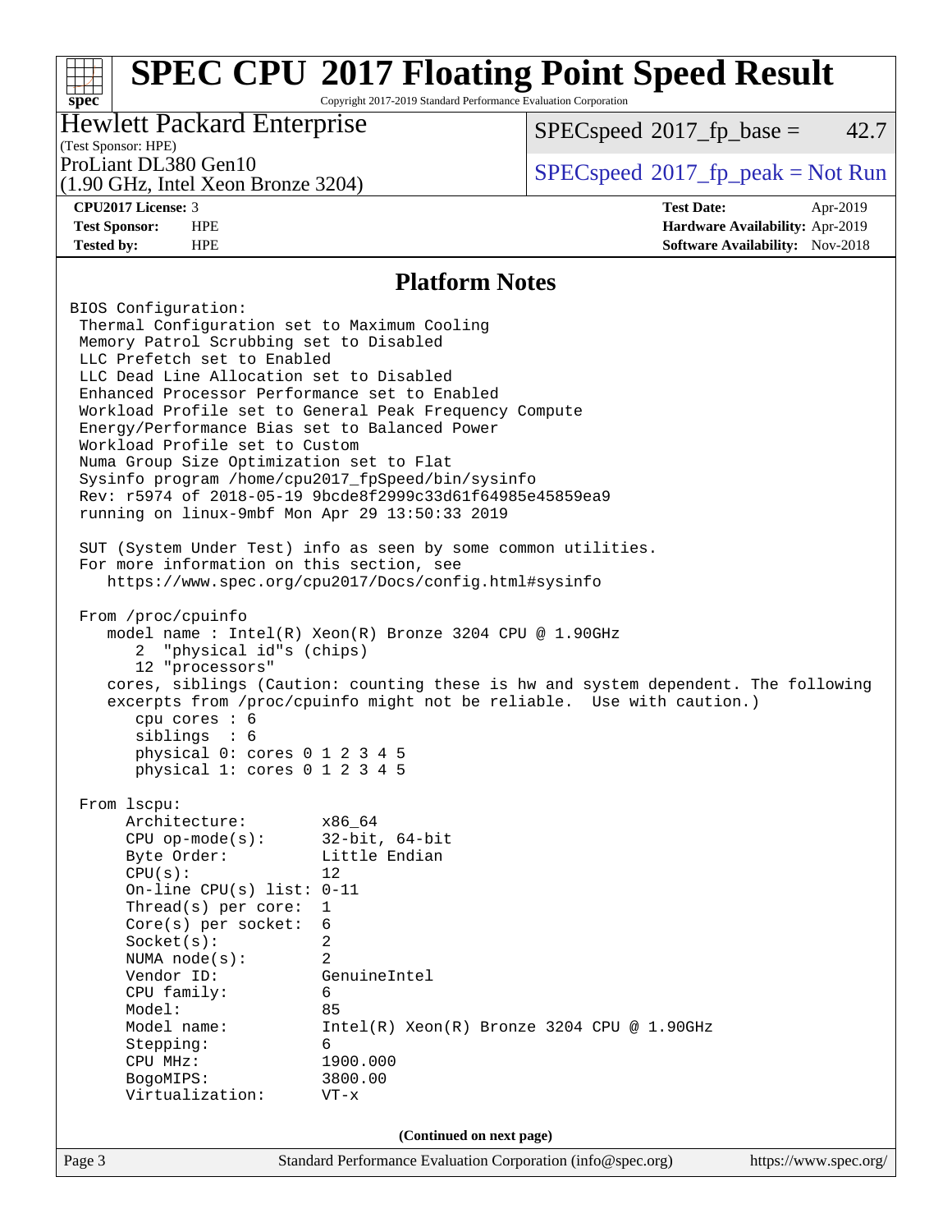# SPEC CPU 2017 Floating Point Speed Result

Copyright 2017-2019 Standard Performance Evaluation Corporation

**Hewlett Packard Enterprise**
(Test Sponsor: HPE)
ProLiant DL380 Gen10
(1.90 GHz, Intel Xeon Bronze 3204)

SPECspeed 2017_fp_base = 42.7

SPECspeed 2017_fp_peak = Not Run

| | | | |
|---|---|---|---|
| **CPU2017 License:** | 3 | **Test Date:** | Apr-2019 |
| **Test Sponsor:** | HPE | **Hardware Availability:** | Apr-2019 |
| **Tested by:** | HPE | **Software Availability:** | Nov-2018 |

## Platform Notes

```
BIOS Configuration:
 Thermal Configuration set to Maximum Cooling
 Memory Patrol Scrubbing set to Disabled
 LLC Prefetch set to Enabled
 LLC Dead Line Allocation set to Disabled
 Enhanced Processor Performance set to Enabled
 Workload Profile set to General Peak Frequency Compute
 Energy/Performance Bias set to Balanced Power
 Workload Profile set to Custom
 Numa Group Size Optimization set to Flat
 Sysinfo program /home/cpu2017_fpSpeed/bin/sysinfo
 Rev: r5974 of 2018-05-19 9bcde8f2999c33d61f64985e45859ea9
 running on linux-9mbf Mon Apr 29 13:50:33 2019

 SUT (System Under Test) info as seen by some common utilities.
 For more information on this section, see
    https://www.spec.org/cpu2017/Docs/config.html#sysinfo

 From /proc/cpuinfo
    model name : Intel(R) Xeon(R) Bronze 3204 CPU @ 1.90GHz
       2  "physical id"s (chips)
       12 "processors"
    cores, siblings (Caution: counting these is hw and system dependent. The following
    excerpts from /proc/cpuinfo might not be reliable.  Use with caution.)
       cpu cores : 6
       siblings  : 6
       physical 0: cores 0 1 2 3 4 5
       physical 1: cores 0 1 2 3 4 5

 From lscpu:
      Architecture:          x86_64
      CPU op-mode(s):        32-bit, 64-bit
      Byte Order:            Little Endian
      CPU(s):                12
      On-line CPU(s) list:   0-11
      Thread(s) per core:    1
      Core(s) per socket:    6
      Socket(s):             2
      NUMA node(s):          2
      Vendor ID:             GenuineIntel
      CPU family:            6
      Model:                 85
      Model name:            Intel(R) Xeon(R) Bronze 3204 CPU @ 1.90GHz
      Stepping:              6
      CPU MHz:               1900.000
      BogoMIPS:              3800.00
      Virtualization:        VT-x
```

**(Continued on next page)**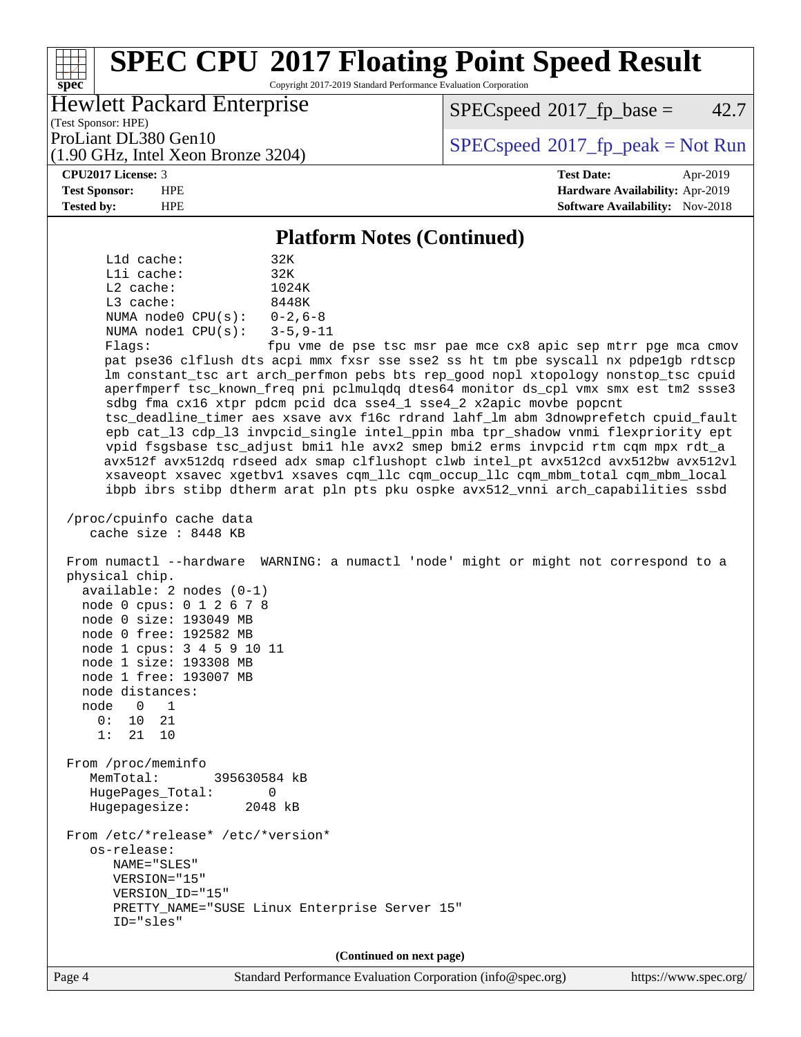# SPEC CPU 2017 Floating Point Speed Result

Copyright 2017-2019 Standard Performance Evaluation Corporation

Hewlett Packard Enterprise
(Test Sponsor: HPE)
ProLiant DL380 Gen10
(1.90 GHz, Intel Xeon Bronze 3204)

SPECspeed 2017_fp_base = 42.7

SPECspeed 2017_fp_peak = Not Run

**CPU2017 License:** 3
**Test Sponsor:** HPE
**Tested by:** HPE

**Test Date:** Apr-2019
**Hardware Availability:** Apr-2019
**Software Availability:** Nov-2018

## Platform Notes (Continued)

```
     L1d cache:            32K
     L1i cache:            32K
     L2 cache:             1024K
     L3 cache:             8448K
     NUMA node0 CPU(s):    0-2,6-8
     NUMA node1 CPU(s):    3-5,9-11
     Flags:                fpu vme de pse tsc msr pae mce cx8 apic sep mtrr pge mca cmov
     pat pse36 clflush dts acpi mmx fxsr sse sse2 ss ht tm pbe syscall nx pdpe1gb rdtscp
     lm constant_tsc art arch_perfmon pebs bts rep_good nopl xtopology nonstop_tsc cpuid
     aperfmperf tsc_known_freq pni pclmulqdq dtes64 monitor ds_cpl vmx smx est tm2 ssse3
     sdbg fma cx16 xtpr pdcm pcid dca sse4_1 sse4_2 x2apic movbe popcnt
     tsc_deadline_timer aes xsave avx f16c rdrand lahf_lm abm 3dnowprefetch cpuid_fault
     epb cat_l3 cdp_l3 invpcid_single intel_ppin mba tpr_shadow vnmi flexpriority ept
     vpid fsgsbase tsc_adjust bmi1 hle avx2 smep bmi2 erms invpcid rtm cqm mpx rdt_a
     avx512f avx512dq rdseed adx smap clflushopt clwb intel_pt avx512cd avx512bw avx512vl
     xsaveopt xsavec xgetbv1 xsaves cqm_llc cqm_occup_llc cqm_mbm_total cqm_mbm_local
     ibpb ibrs stibp dtherm arat pln pts pku ospke avx512_vnni arch_capabilities ssbd

 /proc/cpuinfo cache data
    cache size : 8448 KB

 From numactl --hardware  WARNING: a numactl 'node' might or might not correspond to a
 physical chip.
   available: 2 nodes (0-1)
   node 0 cpus: 0 1 2 6 7 8
   node 0 size: 193049 MB
   node 0 free: 192582 MB
   node 1 cpus: 3 4 5 9 10 11
   node 1 size: 193308 MB
   node 1 free: 193007 MB
   node distances:
   node   0   1
     0:  10  21
     1:  21  10

 From /proc/meminfo
    MemTotal:       395630584 kB
    HugePages_Total:       0
    Hugepagesize:       2048 kB

 From /etc/*release* /etc/*version*
    os-release:
       NAME="SLES"
       VERSION="15"
       VERSION_ID="15"
       PRETTY_NAME="SUSE Linux Enterprise Server 15"
       ID="sles"
```

**(Continued on next page)**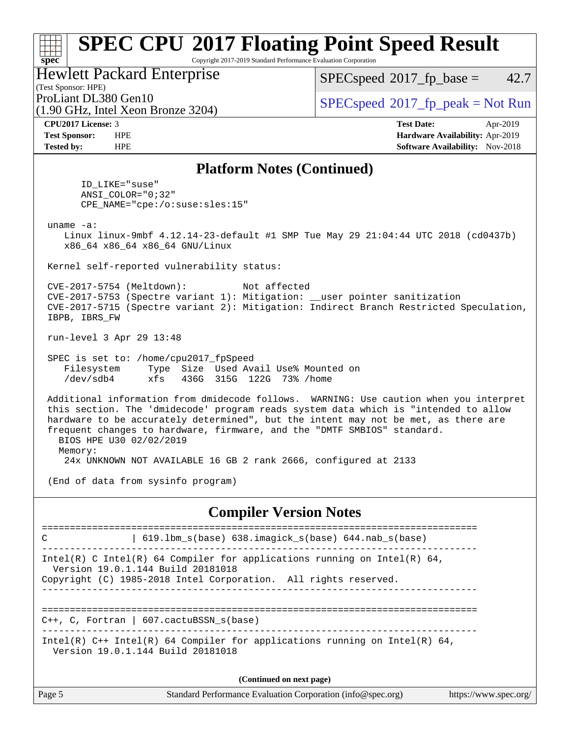## Platform Notes (Continued)

```
      ID_LIKE="suse"
      ANSI_COLOR="0;32"
      CPE_NAME="cpe:/o:suse:sles:15"

 uname -a:
    Linux linux-9mbf 4.12.14-23-default #1 SMP Tue May 29 21:04:44 UTC 2018 (cd0437b)
    x86_64 x86_64 x86_64 GNU/Linux

 Kernel self-reported vulnerability status:

 CVE-2017-5754 (Meltdown):          Not affected
 CVE-2017-5753 (Spectre variant 1): Mitigation: __user pointer sanitization
 CVE-2017-5715 (Spectre variant 2): Mitigation: Indirect Branch Restricted Speculation,
 IBPB, IBRS_FW

 run-level 3 Apr 29 13:48

 SPEC is set to: /home/cpu2017_fpSpeed
    Filesystem     Type  Size  Used Avail Use% Mounted on
    /dev/sdb4      xfs   436G  315G  122G  73% /home

 Additional information from dmidecode follows.  WARNING: Use caution when you interpret
 this section. The 'dmidecode' program reads system data which is "intended to allow
 hardware to be accurately determined", but the intent may not be met, as there are
 frequent changes to hardware, firmware, and the "DMTF SMBIOS" standard.
   BIOS HPE U30 02/02/2019
   Memory:
     24x UNKNOWN NOT AVAILABLE 16 GB 2 rank 2666, configured at 2133

 (End of data from sysinfo program)
```

## Compiler Version Notes

```
==============================================================================
C               | 619.lbm_s(base) 638.imagick_s(base) 644.nab_s(base)
------------------------------------------------------------------------------
Intel(R) C Intel(R) 64 Compiler for applications running on Intel(R) 64,
  Version 19.0.1.144 Build 20181018
Copyright (C) 1985-2018 Intel Corporation.  All rights reserved.
------------------------------------------------------------------------------

==============================================================================
C++, C, Fortran | 607.cactuBSSN_s(base)
------------------------------------------------------------------------------
Intel(R) C++ Intel(R) 64 Compiler for applications running on Intel(R) 64,
  Version 19.0.1.144 Build 20181018
```

(Continued on next page)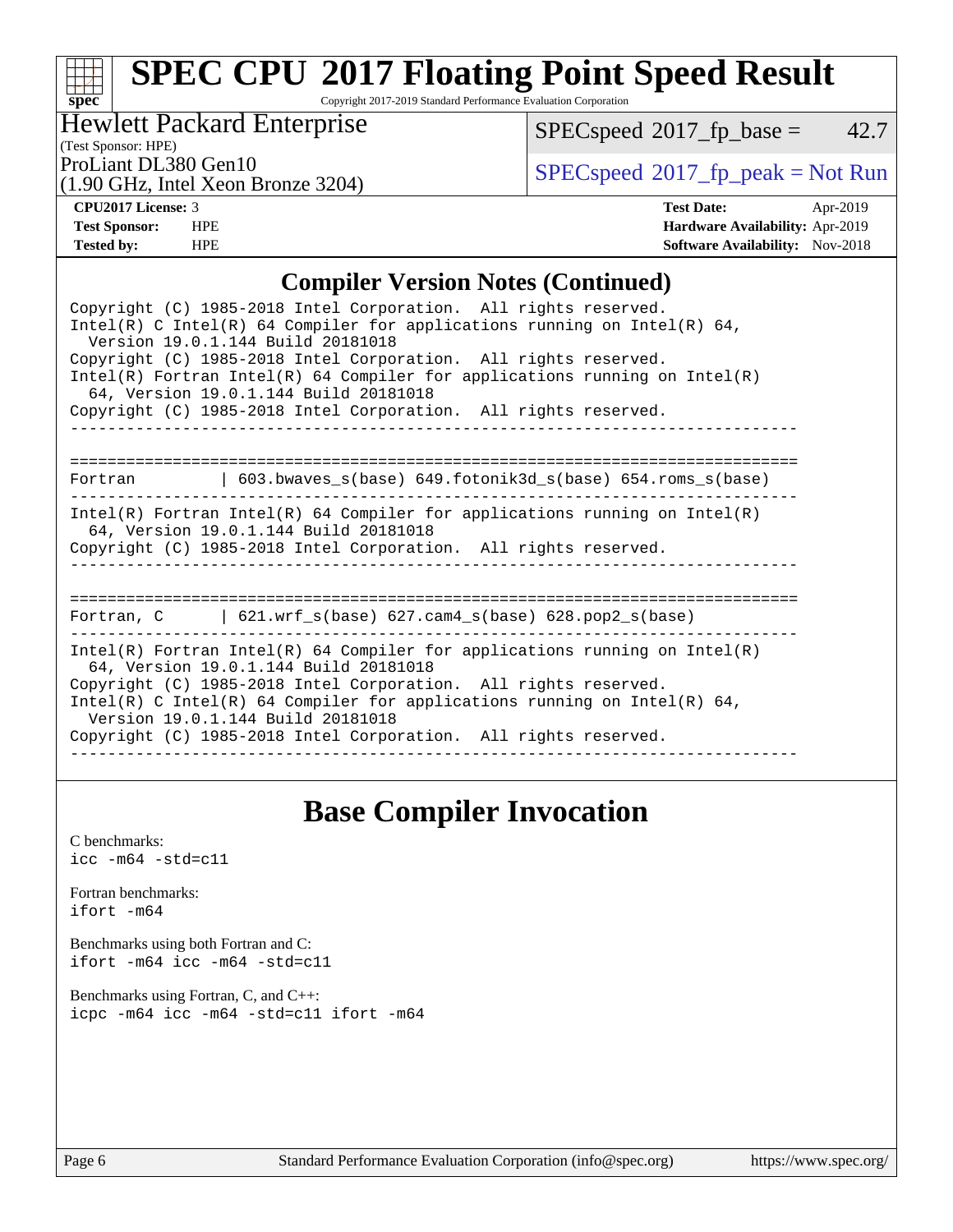## Compiler Version Notes (Continued)

```
Copyright (C) 1985-2018 Intel Corporation.  All rights reserved.
Intel(R) C Intel(R) 64 Compiler for applications running on Intel(R) 64,
  Version 19.0.1.144 Build 20181018
Copyright (C) 1985-2018 Intel Corporation.  All rights reserved.
Intel(R) Fortran Intel(R) 64 Compiler for applications running on Intel(R)
  64, Version 19.0.1.144 Build 20181018
Copyright (C) 1985-2018 Intel Corporation.  All rights reserved.
------------------------------------------------------------------------------

==============================================================================
Fortran          | 603.bwaves_s(base) 649.fotonik3d_s(base) 654.roms_s(base)
------------------------------------------------------------------------------
Intel(R) Fortran Intel(R) 64 Compiler for applications running on Intel(R)
  64, Version 19.0.1.144 Build 20181018
Copyright (C) 1985-2018 Intel Corporation.  All rights reserved.
------------------------------------------------------------------------------

==============================================================================
Fortran, C       | 621.wrf_s(base) 627.cam4_s(base) 628.pop2_s(base)
------------------------------------------------------------------------------
Intel(R) Fortran Intel(R) 64 Compiler for applications running on Intel(R)
  64, Version 19.0.1.144 Build 20181018
Copyright (C) 1985-2018 Intel Corporation.  All rights reserved.
Intel(R) C Intel(R) 64 Compiler for applications running on Intel(R) 64,
  Version 19.0.1.144 Build 20181018
Copyright (C) 1985-2018 Intel Corporation.  All rights reserved.
------------------------------------------------------------------------------
```

## Base Compiler Invocation

C benchmarks:
`icc -m64 -std=c11`

Fortran benchmarks:
`ifort -m64`

Benchmarks using both Fortran and C:
`ifort -m64 icc -m64 -std=c11`

Benchmarks using Fortran, C, and C++:
`icpc -m64 icc -m64 -std=c11 ifort -m64`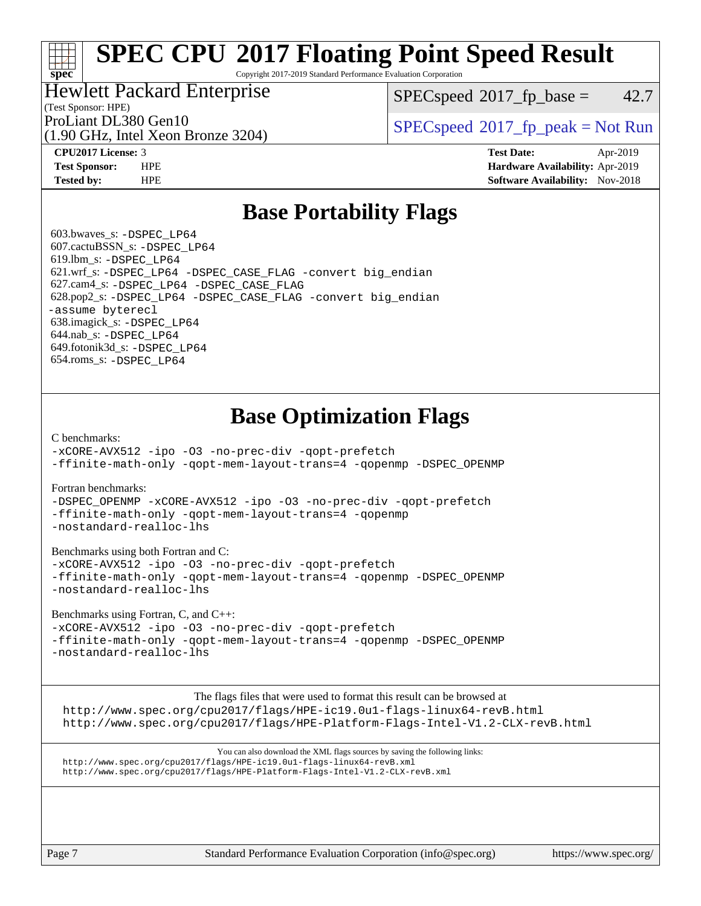# SPEC CPU 2017 Floating Point Speed Result

Copyright 2017-2019 Standard Performance Evaluation Corporation

**Hewlett Packard Enterprise**
(Test Sponsor: HPE)
ProLiant DL380 Gen10
(1.90 GHz, Intel Xeon Bronze 3204)

SPECspeed 2017_fp_base = 42.7

SPECspeed 2017_fp_peak = Not Run

| | | | |
|---|---|---|---|
| **CPU2017 License:** | 3 | **Test Date:** | Apr-2019 |
| **Test Sponsor:** | HPE | **Hardware Availability:** | Apr-2019 |
| **Tested by:** | HPE | **Software Availability:** | Nov-2018 |

## Base Portability Flags

603.bwaves_s: `-DSPEC_LP64`
607.cactuBSSN_s: `-DSPEC_LP64`
619.lbm_s: `-DSPEC_LP64`
621.wrf_s: `-DSPEC_LP64 -DSPEC_CASE_FLAG -convert big_endian`
627.cam4_s: `-DSPEC_LP64 -DSPEC_CASE_FLAG`
628.pop2_s: `-DSPEC_LP64 -DSPEC_CASE_FLAG -convert big_endian -assume byterecl`
638.imagick_s: `-DSPEC_LP64`
644.nab_s: `-DSPEC_LP64`
649.fotonik3d_s: `-DSPEC_LP64`
654.roms_s: `-DSPEC_LP64`

## Base Optimization Flags

C benchmarks:

```
-xCORE-AVX512 -ipo -O3 -no-prec-div -qopt-prefetch
-ffinite-math-only -qopt-mem-layout-trans=4 -qopenmp -DSPEC_OPENMP
```

Fortran benchmarks:

```
-DSPEC_OPENMP -xCORE-AVX512 -ipo -O3 -no-prec-div -qopt-prefetch
-ffinite-math-only -qopt-mem-layout-trans=4 -qopenmp
-nostandard-realloc-lhs
```

Benchmarks using both Fortran and C:

```
-xCORE-AVX512 -ipo -O3 -no-prec-div -qopt-prefetch
-ffinite-math-only -qopt-mem-layout-trans=4 -qopenmp -DSPEC_OPENMP
-nostandard-realloc-lhs
```

Benchmarks using Fortran, C, and C++:

```
-xCORE-AVX512 -ipo -O3 -no-prec-div -qopt-prefetch
-ffinite-math-only -qopt-mem-layout-trans=4 -qopenmp -DSPEC_OPENMP
-nostandard-realloc-lhs
```

The flags files that were used to format this result can be browsed at
http://www.spec.org/cpu2017/flags/HPE-ic19.0u1-flags-linux64-revB.html
http://www.spec.org/cpu2017/flags/HPE-Platform-Flags-Intel-V1.2-CLX-revB.html

You can also download the XML flags sources by saving the following links:
http://www.spec.org/cpu2017/flags/HPE-ic19.0u1-flags-linux64-revB.xml
http://www.spec.org/cpu2017/flags/HPE-Platform-Flags-Intel-V1.2-CLX-revB.xml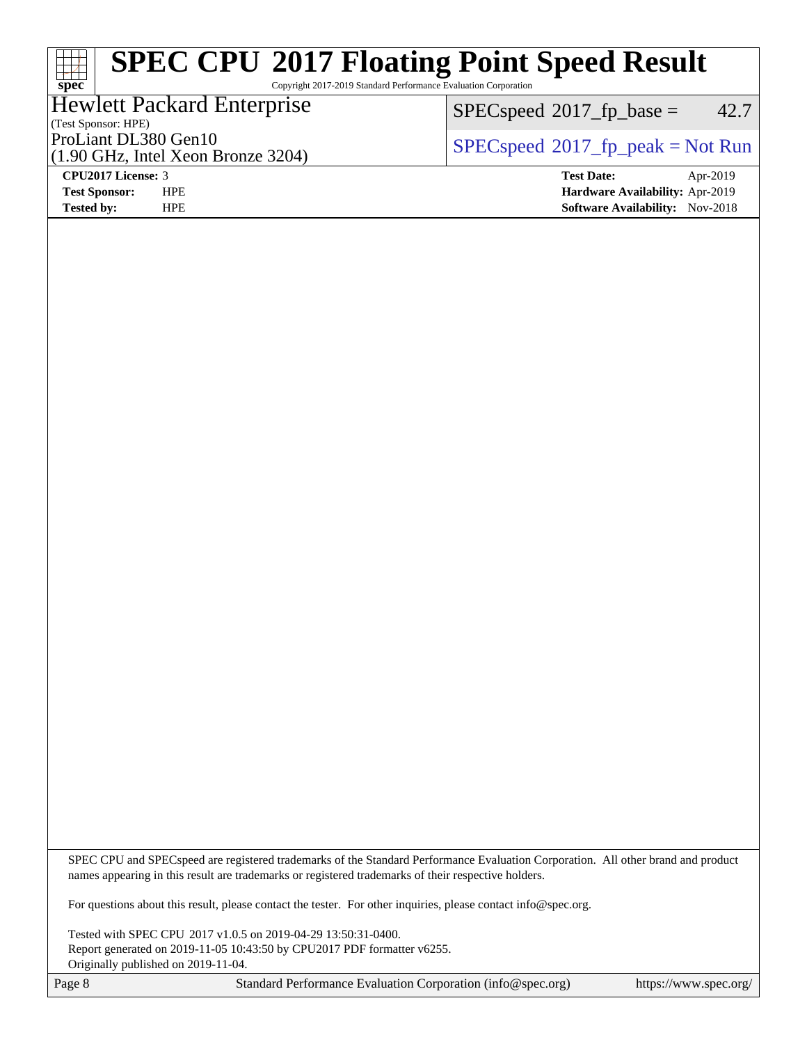SPEC CPU and SPECspeed are registered trademarks of the Standard Performance Evaluation Corporation. All other brand and product names appearing in this result are trademarks or registered trademarks of their respective holders.

For questions about this result, please contact the tester. For other inquiries, please contact info@spec.org.

Tested with SPEC CPU 2017 v1.0.5 on 2019-04-29 13:50:31-0400.
Report generated on 2019-11-05 10:43:50 by CPU2017 PDF formatter v6255.
Originally published on 2019-11-04.